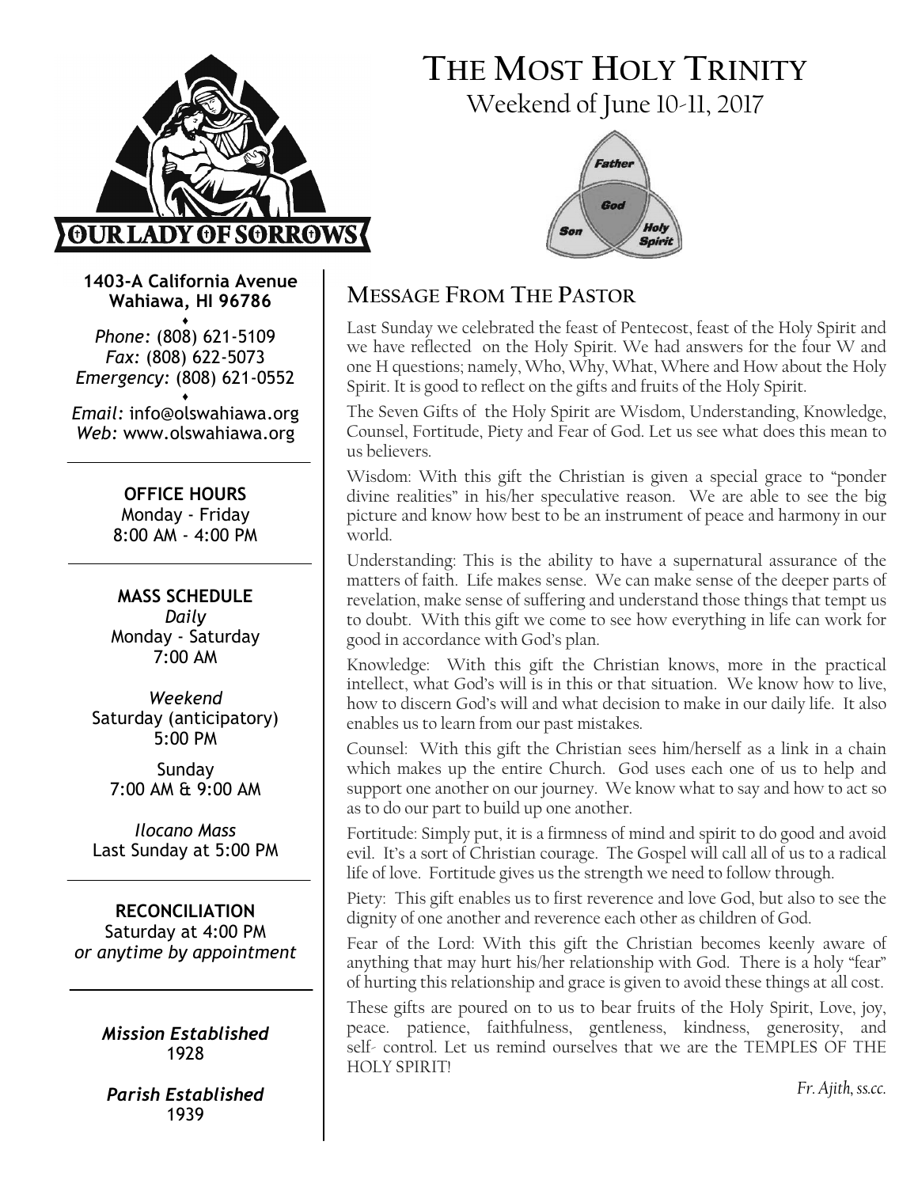# THE MOST HOLY TRINITY

Weekend of June 10-11, 2017

**1403-A California Avenue**
**Wahiawa, HI 96786**

*Phone:* (808) 621-5109
*Fax:* (808) 622-5073
*Emergency:* (808) 621-0552

*Email:* info@olswahiawa.org
*Web:* www.olswahiawa.org

**OFFICE HOURS**
Monday - Friday
8:00 AM - 4:00 PM

**MASS SCHEDULE**
*Daily*
Monday - Saturday
7:00 AM

*Weekend*
Saturday (anticipatory)
5:00 PM

Sunday
7:00 AM & 9:00 AM

*Ilocano Mass*
Last Sunday at 5:00 PM

**RECONCILIATION**
Saturday at 4:00 PM
*or anytime by appointment*

***Mission Established***
1928

***Parish Established***
1939

## MESSAGE FROM THE PASTOR

Last Sunday we celebrated the feast of Pentecost, feast of the Holy Spirit and we have reflected on the Holy Spirit. We had answers for the four W and one H questions; namely, Who, Why, What, Where and How about the Holy Spirit. It is good to reflect on the gifts and fruits of the Holy Spirit.

The Seven Gifts of the Holy Spirit are Wisdom, Understanding, Knowledge, Counsel, Fortitude, Piety and Fear of God. Let us see what does this mean to us believers.

Wisdom: With this gift the Christian is given a special grace to "ponder divine realities" in his/her speculative reason. We are able to see the big picture and know how best to be an instrument of peace and harmony in our world.

Understanding: This is the ability to have a supernatural assurance of the matters of faith. Life makes sense. We can make sense of the deeper parts of revelation, make sense of suffering and understand those things that tempt us to doubt. With this gift we come to see how everything in life can work for good in accordance with God's plan.

Knowledge: With this gift the Christian knows, more in the practical intellect, what God's will is in this or that situation. We know how to live, how to discern God's will and what decision to make in our daily life. It also enables us to learn from our past mistakes.

Counsel: With this gift the Christian sees him/herself as a link in a chain which makes up the entire Church. God uses each one of us to help and support one another on our journey. We know what to say and how to act so as to do our part to build up one another.

Fortitude: Simply put, it is a firmness of mind and spirit to do good and avoid evil. It's a sort of Christian courage. The Gospel will call all of us to a radical life of love. Fortitude gives us the strength we need to follow through.

Piety: This gift enables us to first reverence and love God, but also to see the dignity of one another and reverence each other as children of God.

Fear of the Lord: With this gift the Christian becomes keenly aware of anything that may hurt his/her relationship with God. There is a holy "fear" of hurting this relationship and grace is given to avoid these things at all cost.

These gifts are poured on to us to bear fruits of the Holy Spirit, Love, joy, peace. patience, faithfulness, gentleness, kindness, generosity, and self- control. Let us remind ourselves that we are the TEMPLES OF THE HOLY SPIRIT!

*Fr. Ajith, ss.cc.*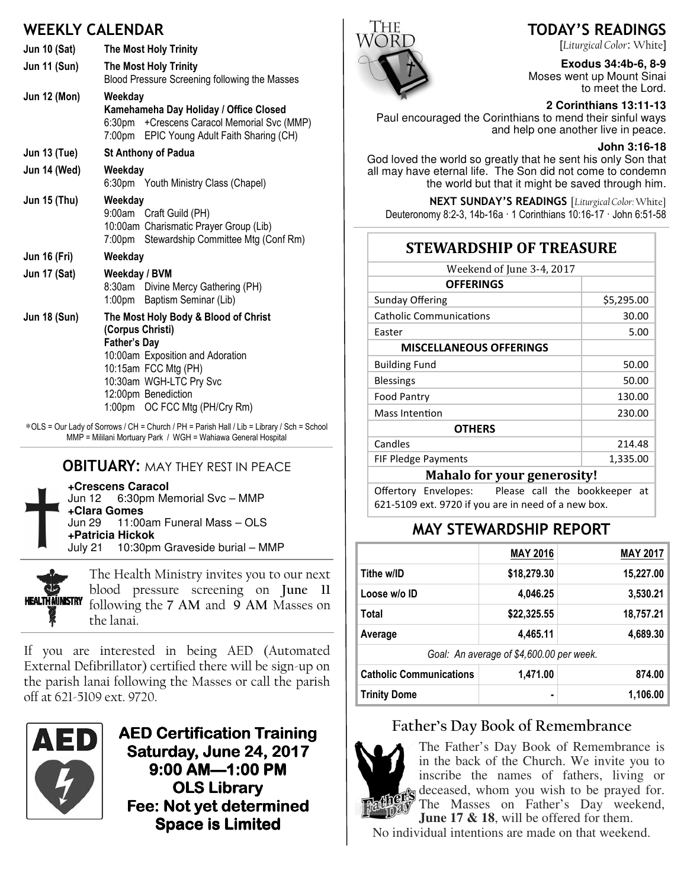## WEEKLY CALENDAR

**Jun 10 (Sat)** — **The Most Holy Trinity**

**Jun 11 (Sun)** — **The Most Holy Trinity**
Blood Pressure Screening following the Masses

**Jun 12 (Mon)** — **Weekday**
**Kamehameha Day Holiday / Office Closed**
6:30pm +Crescens Caracol Memorial Svc (MMP)
7:00pm EPIC Young Adult Faith Sharing (CH)

**Jun 13 (Tue)** — **St Anthony of Padua**

**Jun 14 (Wed)** — **Weekday**
6:30pm Youth Ministry Class (Chapel)

**Jun 15 (Thu)** — **Weekday**
9:00am Craft Guild (PH)
10:00am Charismatic Prayer Group (Lib)
7:00pm Stewardship Committee Mtg (Conf Rm)

**Jun 16 (Fri)** — **Weekday**

**Jun 17 (Sat)** — **Weekday / BVM**
8:30am Divine Mercy Gathering (PH)
1:00pm Baptism Seminar (Lib)

**Jun 18 (Sun)** — **The Most Holy Body & Blood of Christ (Corpus Christi)**
**Father's Day**
10:00am Exposition and Adoration
10:15am FCC Mtg (PH)
10:30am WGH-LTC Pry Svc
12:00pm Benediction
1:00pm OC FCC Mtg (PH/Cry Rm)

*OLS = Our Lady of Sorrows / CH = Church / PH = Parish Hall / Lib = Library / Sch = School
MMP = Mililani Mortuary Park / WGH = Wahiawa General Hospital

## OBITUARY: MAY THEY REST IN PEACE

**+Crescens Caracol**
Jun 12 6:30pm Memorial Svc – MMP
**+Clara Gomes**
Jun 29 11:00am Funeral Mass – OLS
**+Patricia Hickok**
July 21 10:30pm Graveside burial – MMP

The Health Ministry invites you to our next blood pressure screening on **June 11** following the **7 AM** and **9 AM** Masses on the lanai.

If you are interested in being AED (Automated External Defibrillator) certified there will be sign-up on the parish lanai following the Masses or call the parish off at 621-5109 ext. 9720.

**AED Certification Training**
**Saturday, June 24, 2017**
**9:00 AM—1:00 PM**
**OLS Library**
**Fee: Not yet determined**
**Space is Limited**

## TODAY'S READINGS

[*Liturgical Color*: White]

**Exodus 34:4b-6, 8-9**
Moses went up Mount Sinai to meet the Lord.

**2 Corinthians 13:11-13**
Paul encouraged the Corinthians to mend their sinful ways and help one another live in peace.

**John 3:16-18**
God loved the world so greatly that he sent his only Son that all may have eternal life. The Son did not come to condemn the world but that it might be saved through him.

**NEXT SUNDAY'S READINGS** [*Liturgical Color*: White]
Deuteronomy 8:2-3, 14b-16a · 1 Corinthians 10:16-17 · John 6:51-58

## STEWARDSHIP OF TREASURE

Weekend of June 3-4, 2017

| **OFFERINGS** | |
|---|---:|
| Sunday Offering | $5,295.00 |
| Catholic Communications | 30.00 |
| Easter | 5.00 |
| **MISCELLANEOUS OFFERINGS** | |
| Building Fund | 50.00 |
| Blessings | 50.00 |
| Food Pantry | 130.00 |
| Mass Intention | 230.00 |
| **OTHERS** | |
| Candles | 214.48 |
| FIF Pledge Payments | 1,335.00 |

**Mahalo for your generosity!**

Offertory Envelopes: Please call the bookkeeper at 621-5109 ext. 9720 if you are in need of a new box.

## MAY STEWARDSHIP REPORT

| | MAY 2016 | MAY 2017 |
|---|---:|---:|
| Tithe w/ID | $18,279.30 | 15,227.00 |
| Loose w/o ID | 4,046.25 | 3,530.21 |
| Total | $22,325.55 | 18,757.21 |
| Average | 4,465.11 | 4,689.30 |
| *Goal: An average of $4,600.00 per week.* | | |
| Catholic Communications | 1,471.00 | 874.00 |
| Trinity Dome | - | 1,106.00 |

## Father's Day Book of Remembrance

The Father's Day Book of Remembrance is in the back of the Church. We invite you to inscribe the names of fathers, living or deceased, whom you wish to be prayed for. The Masses on Father's Day weekend, **June 17 & 18**, will be offered for them.
No individual intentions are made on that weekend.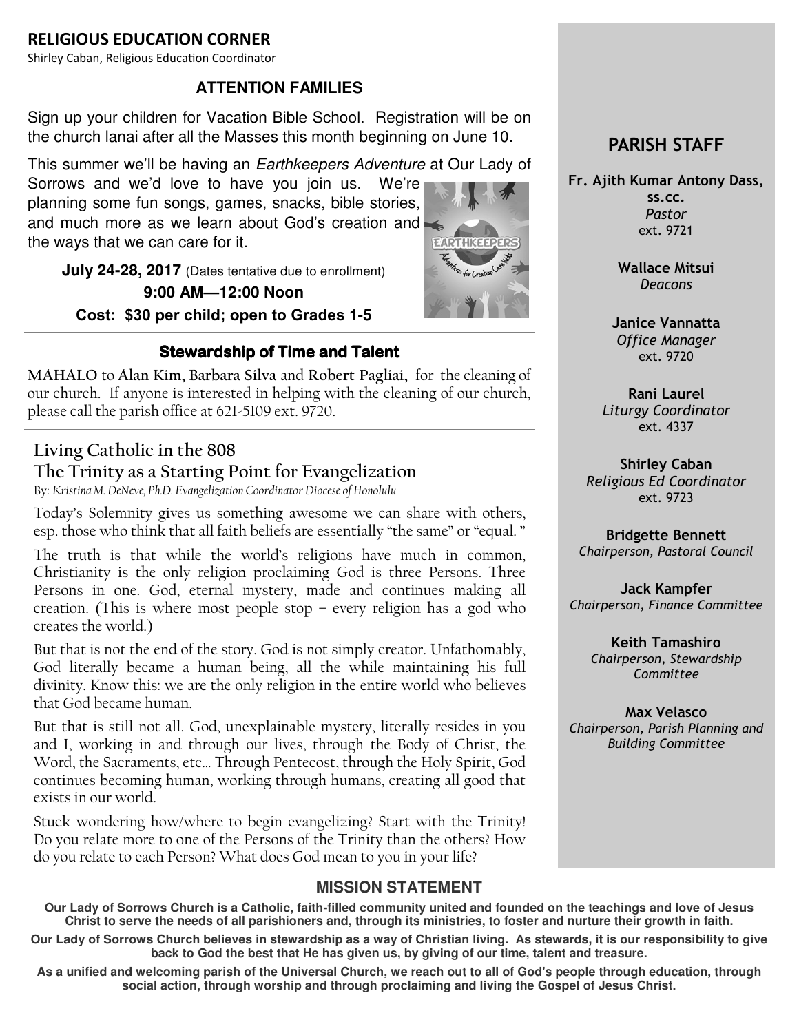## RELIGIOUS EDUCATION CORNER

Shirley Caban, Religious Education Coordinator

### ATTENTION FAMILIES

Sign up your children for Vacation Bible School. Registration will be on the church lanai after all the Masses this month beginning on June 10.

This summer we'll be having an *Earthkeepers Adventure* at Our Lady of Sorrows and we'd love to have you join us. We're planning some fun songs, games, snacks, bible stories, and much more as we learn about God's creation and the ways that we can care for it.

**July 24-28, 2017** (Dates tentative due to enrollment)

**9:00 AM—12:00 Noon**

**Cost: $30 per child; open to Grades 1-5**

### Stewardship of Time and Talent

**MAHALO** to **Alan Kim, Barbara Silva** and **Robert Pagliai,** for the cleaning of our church. If anyone is interested in helping with the cleaning of our church, please call the parish office at 621-5109 ext. 9720.

## Living Catholic in the 808
## The Trinity as a Starting Point for Evangelization

*By: Kristina M. DeNeve, Ph.D. Evangelization Coordinator Diocese of Honolulu*

Today's Solemnity gives us something awesome we can share with others, esp. those who think that all faith beliefs are essentially "the same" or "equal. "

The truth is that while the world's religions have much in common, Christianity is the only religion proclaiming God is three Persons. Three Persons in one. God, eternal mystery, made and continues making all creation. (This is where most people stop – every religion has a god who creates the world.)

But that is not the end of the story. God is not simply creator. Unfathomably, God literally became a human being, all the while maintaining his full divinity. Know this: we are the only religion in the entire world who believes that God became human.

But that is still not all. God, unexplainable mystery, literally resides in you and I, working in and through our lives, through the Body of Christ, the Word, the Sacraments, etc… Through Pentecost, through the Holy Spirit, God continues becoming human, working through humans, creating all good that exists in our world.

Stuck wondering how/where to begin evangelizing? Start with the Trinity! Do you relate more to one of the Persons of the Trinity than the others? How do you relate to each Person? What does God mean to you in your life?

## PARISH STAFF

**Fr. Ajith Kumar Antony Dass, ss.cc.**
*Pastor*
ext. 9721

**Wallace Mitsui**
*Deacons*

**Janice Vannatta**
*Office Manager*
ext. 9720

**Rani Laurel**
*Liturgy Coordinator*
ext. 4337

**Shirley Caban**
*Religious Ed Coordinator*
ext. 9723

**Bridgette Bennett**
*Chairperson, Pastoral Council*

**Jack Kampfer**
*Chairperson, Finance Committee*

**Keith Tamashiro**
*Chairperson, Stewardship Committee*

**Max Velasco**
*Chairperson, Parish Planning and Building Committee*

## MISSION STATEMENT

**Our Lady of Sorrows Church is a Catholic, faith-filled community united and founded on the teachings and love of Jesus Christ to serve the needs of all parishioners and, through its ministries, to foster and nurture their growth in faith.**

**Our Lady of Sorrows Church believes in stewardship as a way of Christian living. As stewards, it is our responsibility to give back to God the best that He has given us, by giving of our time, talent and treasure.**

**As a unified and welcoming parish of the Universal Church, we reach out to all of God's people through education, through social action, through worship and through proclaiming and living the Gospel of Jesus Christ.**